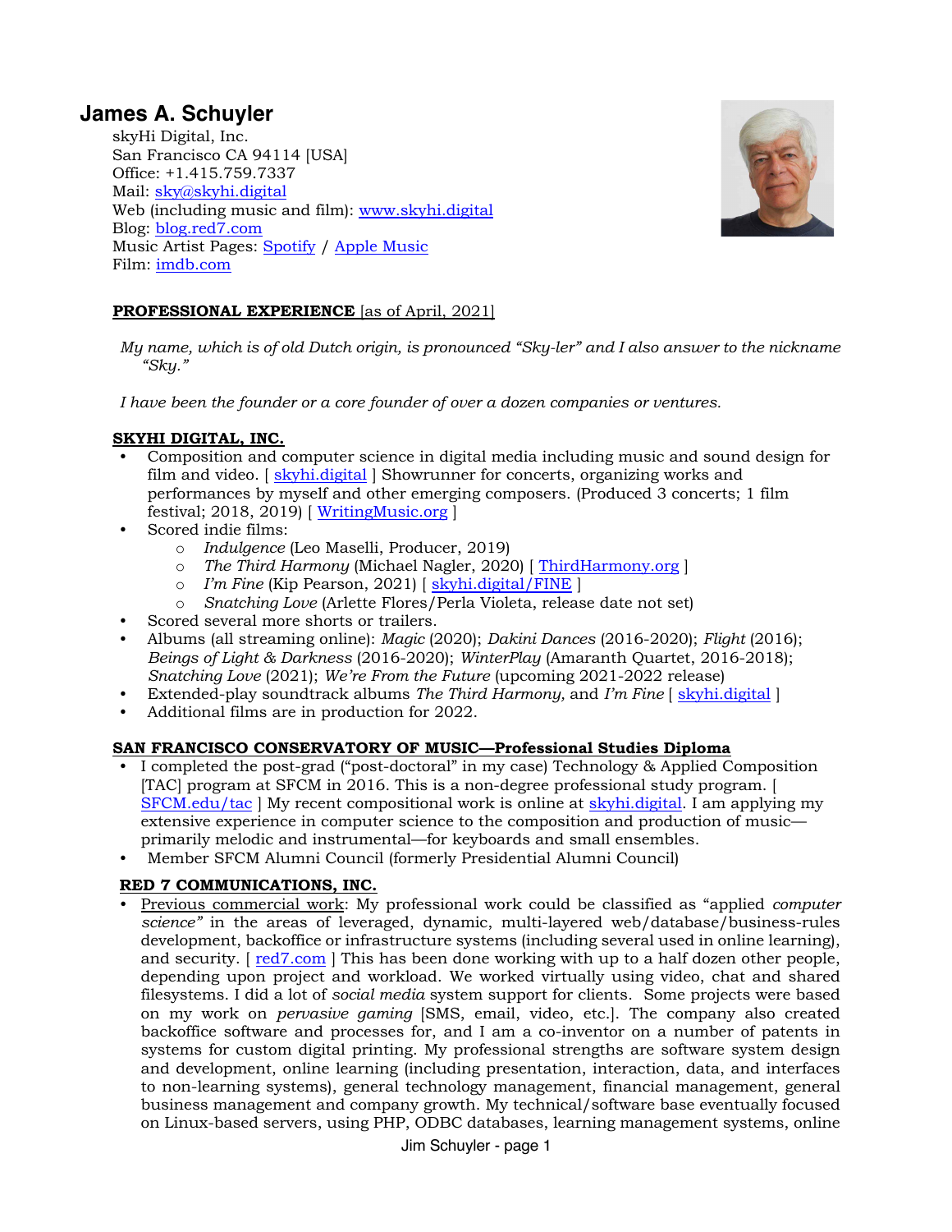# James A. Schuyler

skyHi Digital, Inc.
San Francisco CA 94114 [USA]
Office: +1.415.759.7337
Mail: sky@skyhi.digital
Web (including music and film): www.skyhi.digital
Blog: blog.red7.com
Music Artist Pages: Spotify / Apple Music
Film: imdb.com

## PROFESSIONAL EXPERIENCE [as of April, 2021]

*My name, which is of old Dutch origin, is pronounced "Sky-ler" and I also answer to the nickname "Sky."*

*I have been the founder or a core founder of over a dozen companies or ventures.*

### SKYHI DIGITAL, INC.

- Composition and computer science in digital media including music and sound design for film and video. [ skyhi.digital ] Showrunner for concerts, organizing works and performances by myself and other emerging composers. (Produced 3 concerts; 1 film festival; 2018, 2019) [ WritingMusic.org ]
- Scored indie films:
  - *Indulgence* (Leo Maselli, Producer, 2019)
  - *The Third Harmony* (Michael Nagler, 2020) [ ThirdHarmony.org ]
  - *I'm Fine* (Kip Pearson, 2021) [ skyhi.digital/FINE ]
  - *Snatching Love* (Arlette Flores/Perla Violeta, release date not set)
- Scored several more shorts or trailers.
- Albums (all streaming online): *Magic* (2020); *Dakini Dances* (2016-2020); *Flight* (2016); *Beings of Light & Darkness* (2016-2020); *WinterPlay* (Amaranth Quartet, 2016-2018); *Snatching Love* (2021); *We're From the Future* (upcoming 2021-2022 release)
- Extended-play soundtrack albums *The Third Harmony,* and *I'm Fine* [ skyhi.digital ]
- Additional films are in production for 2022.

### SAN FRANCISCO CONSERVATORY OF MUSIC—Professional Studies Diploma

- I completed the post-grad ("post-doctoral" in my case) Technology & Applied Composition [TAC] program at SFCM in 2016. This is a non-degree professional study program. [ SFCM.edu/tac ] My recent compositional work is online at skyhi.digital. I am applying my extensive experience in computer science to the composition and production of music—primarily melodic and instrumental—for keyboards and small ensembles.
- Member SFCM Alumni Council (formerly Presidential Alumni Council)

### RED 7 COMMUNICATIONS, INC.

- Previous commercial work: My professional work could be classified as "applied *computer science"* in the areas of leveraged, dynamic, multi-layered web/database/business-rules development, backoffice or infrastructure systems (including several used in online learning), and security. [ red7.com ] This has been done working with up to a half dozen other people, depending upon project and workload. We worked virtually using video, chat and shared filesystems. I did a lot of *social media* system support for clients. Some projects were based on my work on *pervasive gaming* [SMS, email, video, etc.]. The company also created backoffice software and processes for, and I am a co-inventor on a number of patents in systems for custom digital printing. My professional strengths are software system design and development, online learning (including presentation, interaction, data, and interfaces to non-learning systems), general technology management, financial management, general business management and company growth. My technical/software base eventually focused on Linux-based servers, using PHP, ODBC databases, learning management systems, online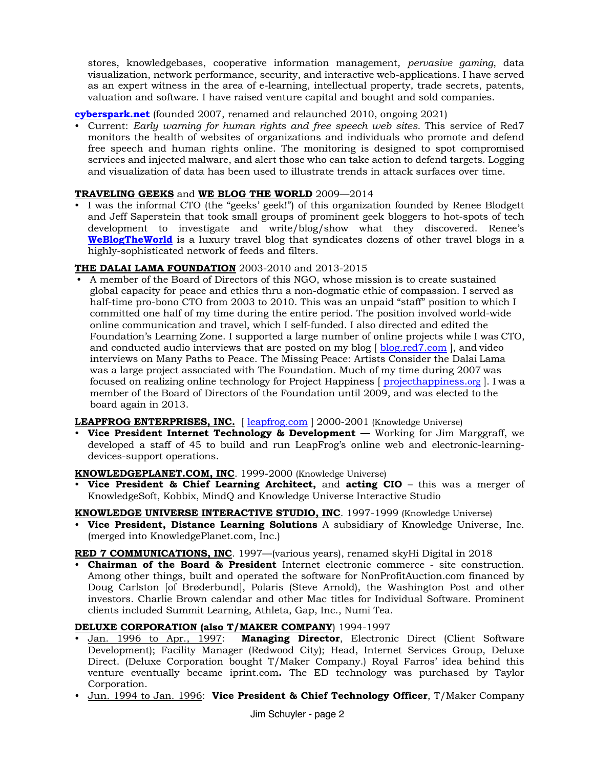stores, knowledgebases, cooperative information management, *pervasive gaming*, data visualization, network performance, security, and interactive web-applications. I have served as an expert witness in the area of e-learning, intellectual property, trade secrets, patents, valuation and software. I have raised venture capital and bought and sold companies.

**cyberspark.net** (founded 2007, renamed and relaunched 2010, ongoing 2021)

- Current: *Early warning for human rights and free speech web sites.* This service of Red7 monitors the health of websites of organizations and individuals who promote and defend free speech and human rights online. The monitoring is designed to spot compromised services and injected malware, and alert those who can take action to defend targets. Logging and visualization of data has been used to illustrate trends in attack surfaces over time.

**TRAVELING GEEKS** and **WE BLOG THE WORLD** 2009—2014

- I was the informal CTO (the "geeks' geek!") of this organization founded by Renee Blodgett and Jeff Saperstein that took small groups of prominent geek bloggers to hot-spots of tech development to investigate and write/blog/show what they discovered. Renee's **WeBlogTheWorld** is a luxury travel blog that syndicates dozens of other travel blogs in a highly-sophisticated network of feeds and filters.

**THE DALAI LAMA FOUNDATION** 2003-2010 and 2013-2015

- A member of the Board of Directors of this NGO, whose mission is to create sustained global capacity for peace and ethics thru a non-dogmatic ethic of compassion. I served as half-time pro-bono CTO from 2003 to 2010. This was an unpaid "staff" position to which I committed one half of my time during the entire period. The position involved world-wide online communication and travel, which I self-funded. I also directed and edited the Foundation's Learning Zone. I supported a large number of online projects while I was CTO, and conducted audio interviews that are posted on my blog [ blog.red7.com ], and video interviews on Many Paths to Peace. The Missing Peace: Artists Consider the Dalai Lama was a large project associated with The Foundation. Much of my time during 2007 was focused on realizing online technology for Project Happiness [ projecthappiness.org ]. I was a member of the Board of Directors of the Foundation until 2009, and was elected to the board again in 2013.

**LEAPFROG ENTERPRISES, INC.** [ leapfrog.com ] 2000-2001 (Knowledge Universe)

- **Vice President Internet Technology & Development —** Working for Jim Marggraff, we developed a staff of 45 to build and run LeapFrog's online web and electronic-learning-devices-support operations.

**KNOWLEDGEPLANET.COM, INC**. 1999-2000 (Knowledge Universe)

- **Vice President & Chief Learning Architect,** and **acting CIO** – this was a merger of KnowledgeSoft, Kobbix, MindQ and Knowledge Universe Interactive Studio

**KNOWLEDGE UNIVERSE INTERACTIVE STUDIO, INC**. 1997-1999 (Knowledge Universe)

- **Vice President, Distance Learning Solutions** A subsidiary of Knowledge Universe, Inc. (merged into KnowledgePlanet.com, Inc.)

**RED 7 COMMUNICATIONS, INC**. 1997—(various years), renamed skyHi Digital in 2018

- **Chairman of the Board & President** Internet electronic commerce - site construction. Among other things, built and operated the software for NonProfitAuction.com financed by Doug Carlston [of Brøderbund], Polaris (Steve Arnold), the Washington Post and other investors. Charlie Brown calendar and other Mac titles for Individual Software. Prominent clients included Summit Learning, Athleta, Gap, Inc., Numi Tea.

**DELUXE CORPORATION (also T/MAKER COMPANY**) 1994-1997

- Jan. 1996 to Apr., 1997: **Managing Director**, Electronic Direct (Client Software Development); Facility Manager (Redwood City); Head, Internet Services Group, Deluxe Direct. (Deluxe Corporation bought T/Maker Company.) Royal Farros' idea behind this venture eventually became iprint.com**.** The ED technology was purchased by Taylor Corporation.
- Jun. 1994 to Jan. 1996: **Vice President & Chief Technology Officer**, T/Maker Company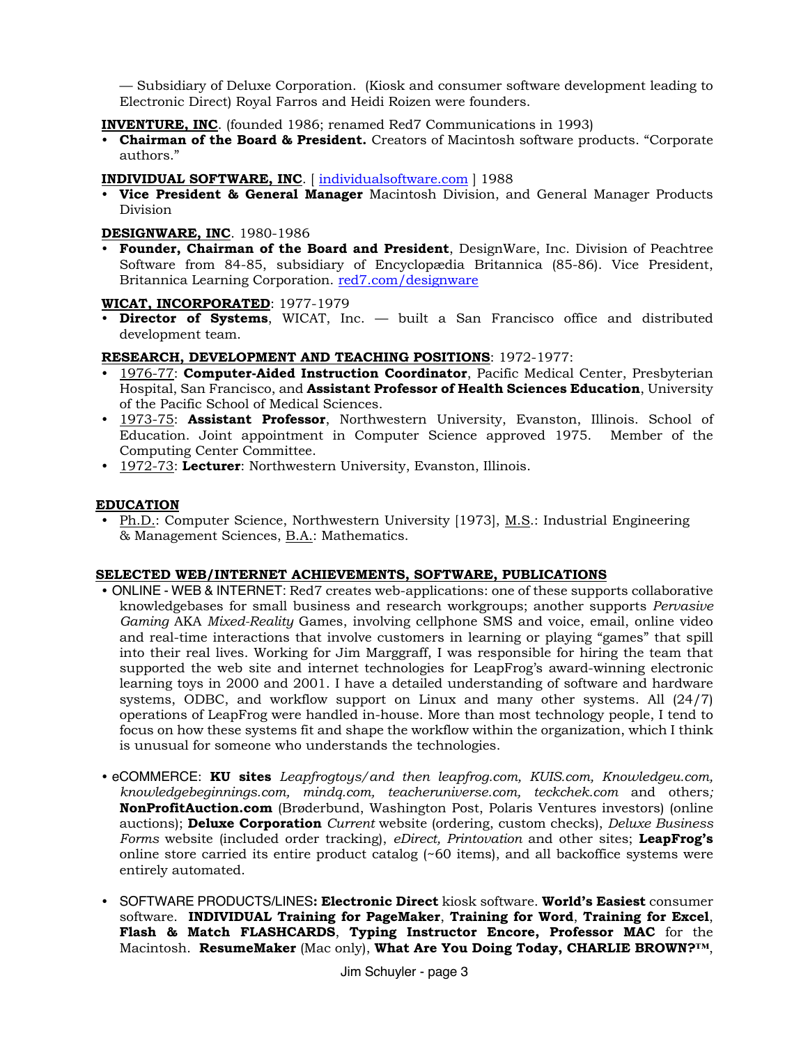— Subsidiary of Deluxe Corporation. (Kiosk and consumer software development leading to Electronic Direct) Royal Farros and Heidi Roizen were founders.

**INVENTURE, INC**. (founded 1986; renamed Red7 Communications in 1993)

- **Chairman of the Board & President.** Creators of Macintosh software products. "Corporate authors."

**INDIVIDUAL SOFTWARE, INC**. [ individualsoftware.com ] 1988

- **Vice President & General Manager** Macintosh Division, and General Manager Products Division

**DESIGNWARE, INC**. 1980-1986

- **Founder, Chairman of the Board and President**, DesignWare, Inc. Division of Peachtree Software from 84-85, subsidiary of Encyclopædia Britannica (85-86). Vice President, Britannica Learning Corporation. red7.com/designware

**WICAT, INCORPORATED**: 1977-1979

- **Director of Systems**, WICAT, Inc. — built a San Francisco office and distributed development team.

**RESEARCH, DEVELOPMENT AND TEACHING POSITIONS**: 1972-1977:

- 1976-77: **Computer-Aided Instruction Coordinator**, Pacific Medical Center, Presbyterian Hospital, San Francisco, and **Assistant Professor of Health Sciences Education**, University of the Pacific School of Medical Sciences.
- 1973-75: **Assistant Professor**, Northwestern University, Evanston, Illinois. School of Education. Joint appointment in Computer Science approved 1975. Member of the Computing Center Committee.
- 1972-73: **Lecturer**: Northwestern University, Evanston, Illinois.

## EDUCATION

- Ph.D.: Computer Science, Northwestern University [1973], M.S.: Industrial Engineering & Management Sciences, B.A.: Mathematics.

## SELECTED WEB/INTERNET ACHIEVEMENTS, SOFTWARE, PUBLICATIONS

- ONLINE - WEB & INTERNET: Red7 creates web-applications: one of these supports collaborative knowledgebases for small business and research workgroups; another supports *Pervasive Gaming* AKA *Mixed-Reality* Games, involving cellphone SMS and voice, email, online video and real-time interactions that involve customers in learning or playing "games" that spill into their real lives. Working for Jim Marggraff, I was responsible for hiring the team that supported the web site and internet technologies for LeapFrog's award-winning electronic learning toys in 2000 and 2001. I have a detailed understanding of software and hardware systems, ODBC, and workflow support on Linux and many other systems. All (24/7) operations of LeapFrog were handled in-house. More than most technology people, I tend to focus on how these systems fit and shape the workflow within the organization, which I think is unusual for someone who understands the technologies.

- eCOMMERCE: **KU sites** *Leapfrogtoys/and then leapfrog.com, KUIS.com, Knowledgeu.com, knowledgebeginnings.com, mindq.com, teacheruniverse.com, teckchek.com* and others*;* **NonProfitAuction.com** (Brøderbund, Washington Post, Polaris Ventures investors) (online auctions); **Deluxe Corporation** *Current* website (ordering, custom checks), *Deluxe Business Forms* website (included order tracking), *eDirect, Printovation* and other sites; **LeapFrog's** online store carried its entire product catalog (~60 items), and all backoffice systems were entirely automated.

- SOFTWARE PRODUCTS/LINES**: Electronic Direct** kiosk software. **World's Easiest** consumer software. **INDIVIDUAL Training for PageMaker**, **Training for Word**, **Training for Excel**, **Flash & Match FLASHCARDS**, **Typing Instructor Encore, Professor MAC** for the Macintosh. **ResumeMaker** (Mac only), **What Are You Doing Today, CHARLIE BROWN?™**,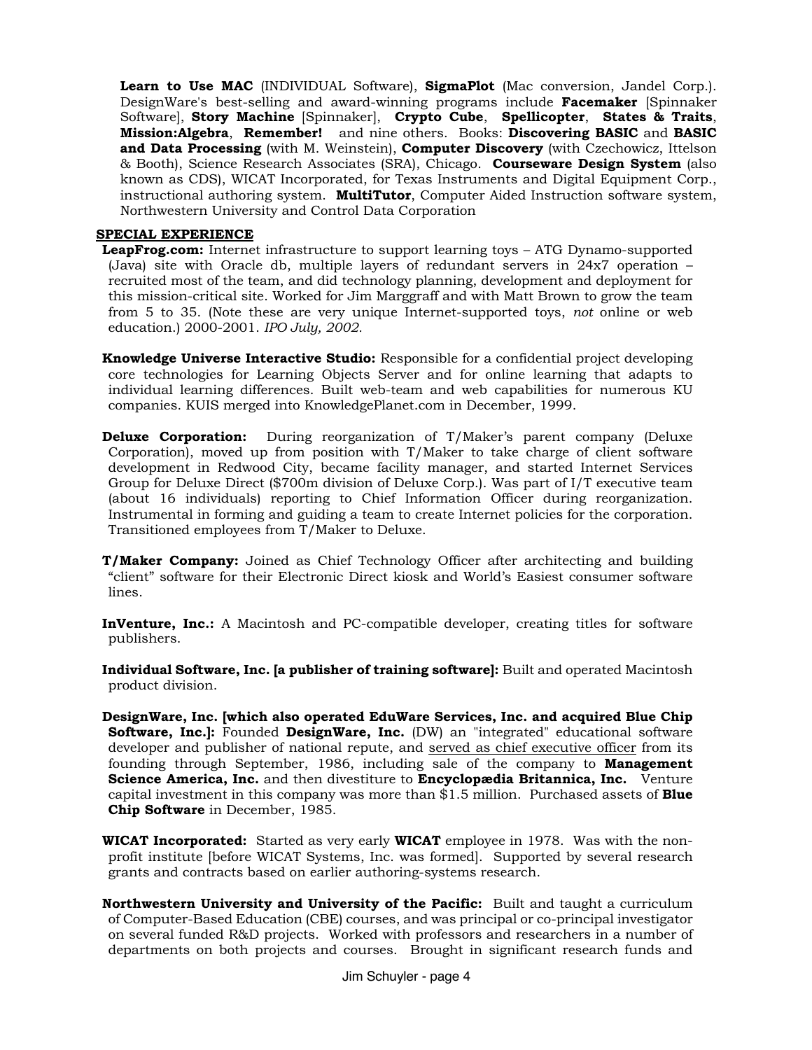**Learn to Use MAC** (INDIVIDUAL Software), **SigmaPlot** (Mac conversion, Jandel Corp.). DesignWare's best-selling and award-winning programs include **Facemaker** [Spinnaker Software], **Story Machine** [Spinnaker], **Crypto Cube**, **Spellicopter**, **States & Traits**, **Mission:Algebra**, **Remember!** and nine others. Books: **Discovering BASIC** and **BASIC and Data Processing** (with M. Weinstein), **Computer Discovery** (with Czechowicz, Ittelson & Booth), Science Research Associates (SRA), Chicago. **Courseware Design System** (also known as CDS), WICAT Incorporated, for Texas Instruments and Digital Equipment Corp., instructional authoring system. **MultiTutor**, Computer Aided Instruction software system, Northwestern University and Control Data Corporation

## SPECIAL EXPERIENCE

**LeapFrog.com:** Internet infrastructure to support learning toys – ATG Dynamo-supported (Java) site with Oracle db, multiple layers of redundant servers in 24x7 operation – recruited most of the team, and did technology planning, development and deployment for this mission-critical site. Worked for Jim Marggraff and with Matt Brown to grow the team from 5 to 35. (Note these are very unique Internet-supported toys, *not* online or web education.) 2000-2001. *IPO July, 2002.*

**Knowledge Universe Interactive Studio:** Responsible for a confidential project developing core technologies for Learning Objects Server and for online learning that adapts to individual learning differences. Built web-team and web capabilities for numerous KU companies. KUIS merged into KnowledgePlanet.com in December, 1999.

**Deluxe Corporation:** During reorganization of T/Maker's parent company (Deluxe Corporation), moved up from position with T/Maker to take charge of client software development in Redwood City, became facility manager, and started Internet Services Group for Deluxe Direct ($700m division of Deluxe Corp.). Was part of I/T executive team (about 16 individuals) reporting to Chief Information Officer during reorganization. Instrumental in forming and guiding a team to create Internet policies for the corporation. Transitioned employees from T/Maker to Deluxe.

**T/Maker Company:** Joined as Chief Technology Officer after architecting and building "client" software for their Electronic Direct kiosk and World's Easiest consumer software lines.

**InVenture, Inc.:** A Macintosh and PC-compatible developer, creating titles for software publishers.

**Individual Software, Inc. [a publisher of training software]:** Built and operated Macintosh product division.

**DesignWare, Inc. [which also operated EduWare Services, Inc. and acquired Blue Chip Software, Inc.]:** Founded **DesignWare, Inc.** (DW) an "integrated" educational software developer and publisher of national repute, and <u>served as chief executive officer</u> from its founding through September, 1986, including sale of the company to **Management Science America, Inc.** and then divestiture to **Encyclopædia Britannica, Inc.** Venture capital investment in this company was more than $1.5 million. Purchased assets of **Blue Chip Software** in December, 1985.

**WICAT Incorporated:** Started as very early **WICAT** employee in 1978. Was with the non-profit institute [before WICAT Systems, Inc. was formed]. Supported by several research grants and contracts based on earlier authoring-systems research.

**Northwestern University and University of the Pacific:** Built and taught a curriculum of Computer-Based Education (CBE) courses, and was principal or co-principal investigator on several funded R&D projects. Worked with professors and researchers in a number of departments on both projects and courses. Brought in significant research funds and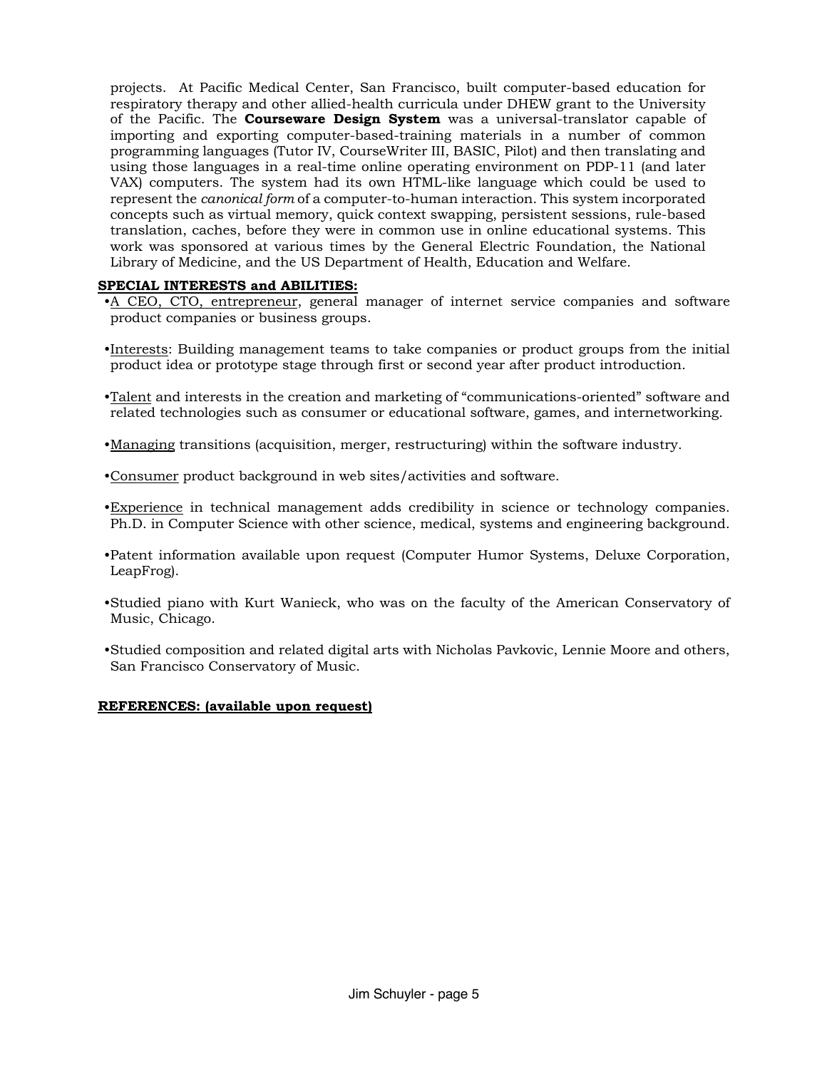projects. At Pacific Medical Center, San Francisco, built computer-based education for respiratory therapy and other allied-health curricula under DHEW grant to the University of the Pacific. The **Courseware Design System** was a universal-translator capable of importing and exporting computer-based-training materials in a number of common programming languages (Tutor IV, CourseWriter III, BASIC, Pilot) and then translating and using those languages in a real-time online operating environment on PDP-11 (and later VAX) computers. The system had its own HTML-like language which could be used to represent the *canonical form* of a computer-to-human interaction. This system incorporated concepts such as virtual memory, quick context swapping, persistent sessions, rule-based translation, caches, before they were in common use in online educational systems. This work was sponsored at various times by the General Electric Foundation, the National Library of Medicine, and the US Department of Health, Education and Welfare.

**SPECIAL INTERESTS and ABILITIES:**

- A CEO, CTO, entrepreneur, general manager of internet service companies and software product companies or business groups.
- Interests: Building management teams to take companies or product groups from the initial product idea or prototype stage through first or second year after product introduction.
- Talent and interests in the creation and marketing of "communications-oriented" software and related technologies such as consumer or educational software, games, and internetworking.
- Managing transitions (acquisition, merger, restructuring) within the software industry.
- Consumer product background in web sites/activities and software.
- Experience in technical management adds credibility in science or technology companies. Ph.D. in Computer Science with other science, medical, systems and engineering background.
- Patent information available upon request (Computer Humor Systems, Deluxe Corporation, LeapFrog).
- Studied piano with Kurt Wanieck, who was on the faculty of the American Conservatory of Music, Chicago.
- Studied composition and related digital arts with Nicholas Pavkovic, Lennie Moore and others, San Francisco Conservatory of Music.

**REFERENCES: (available upon request)**